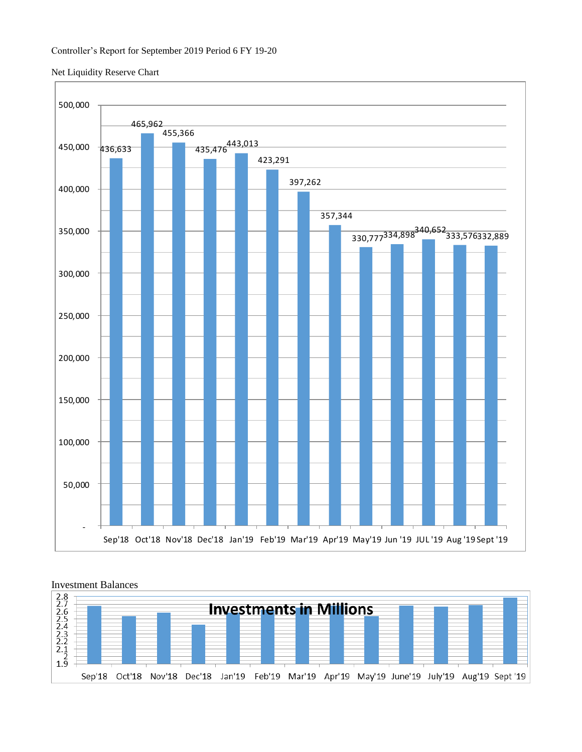Controller's Report for September 2019 Period 6 FY 19-20

Net Liquidity Reserve Chart

| Month | Net Liquidity Reserve |
| --- | --- |
| Sep'18 | 436,633 |
| Oct'18 | 465,962 |
| Nov'18 | 455,366 |
| Dec'18 | 435,476 |
| Jan'19 | 443,013 |
| Feb'19 | 423,291 |
| Mar'19 | 397,262 |
| Apr'19 | 357,344 |
| May'19 | 330,777 |
| Jun '19 | 334,898 |
| JUL '19 | 340,652 |
| Aug '19 | 333,576 |
| Sept '19 | 332,889 |

Investment Balances

Investments in Millions

| Month |
| --- |
| Sep'18 |
| Oct'18 |
| Nov'18 |
| Dec'18 |
| Jan'19 |
| Feb'19 |
| Mar'19 |
| Apr'19 |
| May'19 |
| June'19 |
| July'19 |
| Aug'19 |
| Sept '19 |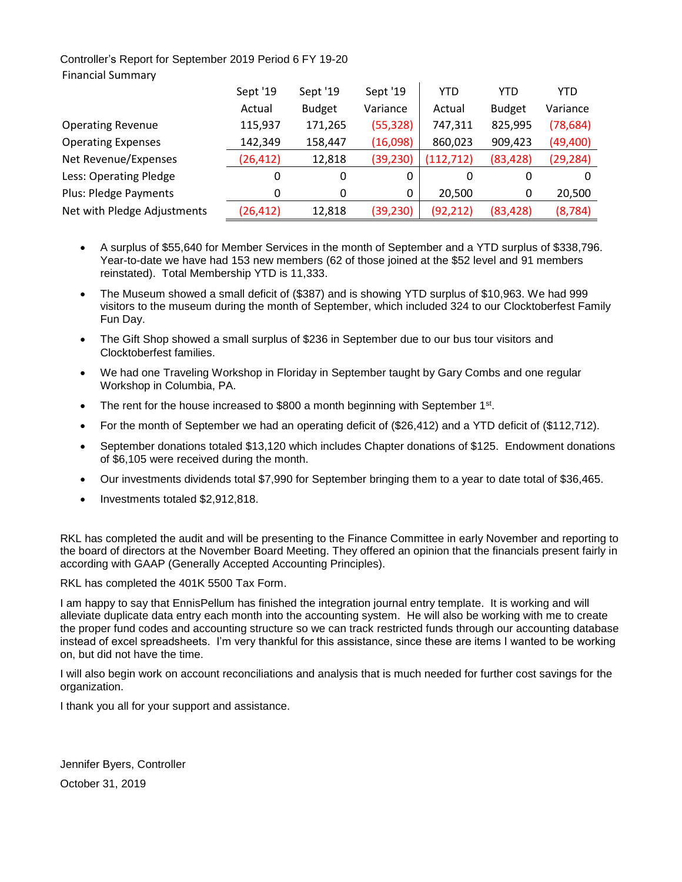Controller's Report for September 2019 Period 6 FY 19-20

Financial Summary

| | Sept '19 Actual | Sept '19 Budget | Sept '19 Variance | YTD Actual | YTD Budget | YTD Variance |
|---|---|---|---|---|---|---|
| Operating Revenue | 115,937 | 171,265 | (55,328) | 747,311 | 825,995 | (78,684) |
| Operating Expenses | 142,349 | 158,447 | (16,098) | 860,023 | 909,423 | (49,400) |
| Net Revenue/Expenses | (26,412) | 12,818 | (39,230) | (112,712) | (83,428) | (29,284) |
| Less: Operating Pledge | 0 | 0 | 0 | 0 | 0 | 0 |
| Plus: Pledge Payments | 0 | 0 | 0 | 20,500 | 0 | 20,500 |
| Net with Pledge Adjustments | (26,412) | 12,818 | (39,230) | (92,212) | (83,428) | (8,784) |

- A surplus of $55,640 for Member Services in the month of September and a YTD surplus of $338,796. Year-to-date we have had 153 new members (62 of those joined at the $52 level and 91 members reinstated). Total Membership YTD is 11,333.
- The Museum showed a small deficit of ($387) and is showing YTD surplus of $10,963. We had 999 visitors to the museum during the month of September, which included 324 to our Clocktoberfest Family Fun Day.
- The Gift Shop showed a small surplus of $236 in September due to our bus tour visitors and Clocktoberfest families.
- We had one Traveling Workshop in Floriday in September taught by Gary Combs and one regular Workshop in Columbia, PA.
- The rent for the house increased to $800 a month beginning with September 1st.
- For the month of September we had an operating deficit of ($26,412) and a YTD deficit of ($112,712).
- September donations totaled $13,120 which includes Chapter donations of $125. Endowment donations of $6,105 were received during the month.
- Our investments dividends total $7,990 for September bringing them to a year to date total of $36,465.
- Investments totaled $2,912,818.

RKL has completed the audit and will be presenting to the Finance Committee in early November and reporting to the board of directors at the November Board Meeting. They offered an opinion that the financials present fairly in according with GAAP (Generally Accepted Accounting Principles).

RKL has completed the 401K 5500 Tax Form.

I am happy to say that EnnisPellum has finished the integration journal entry template. It is working and will alleviate duplicate data entry each month into the accounting system. He will also be working with me to create the proper fund codes and accounting structure so we can track restricted funds through our accounting database instead of excel spreadsheets. I'm very thankful for this assistance, since these are items I wanted to be working on, but did not have the time.

I will also begin work on account reconciliations and analysis that is much needed for further cost savings for the organization.

I thank you all for your support and assistance.

Jennifer Byers, Controller

October 31, 2019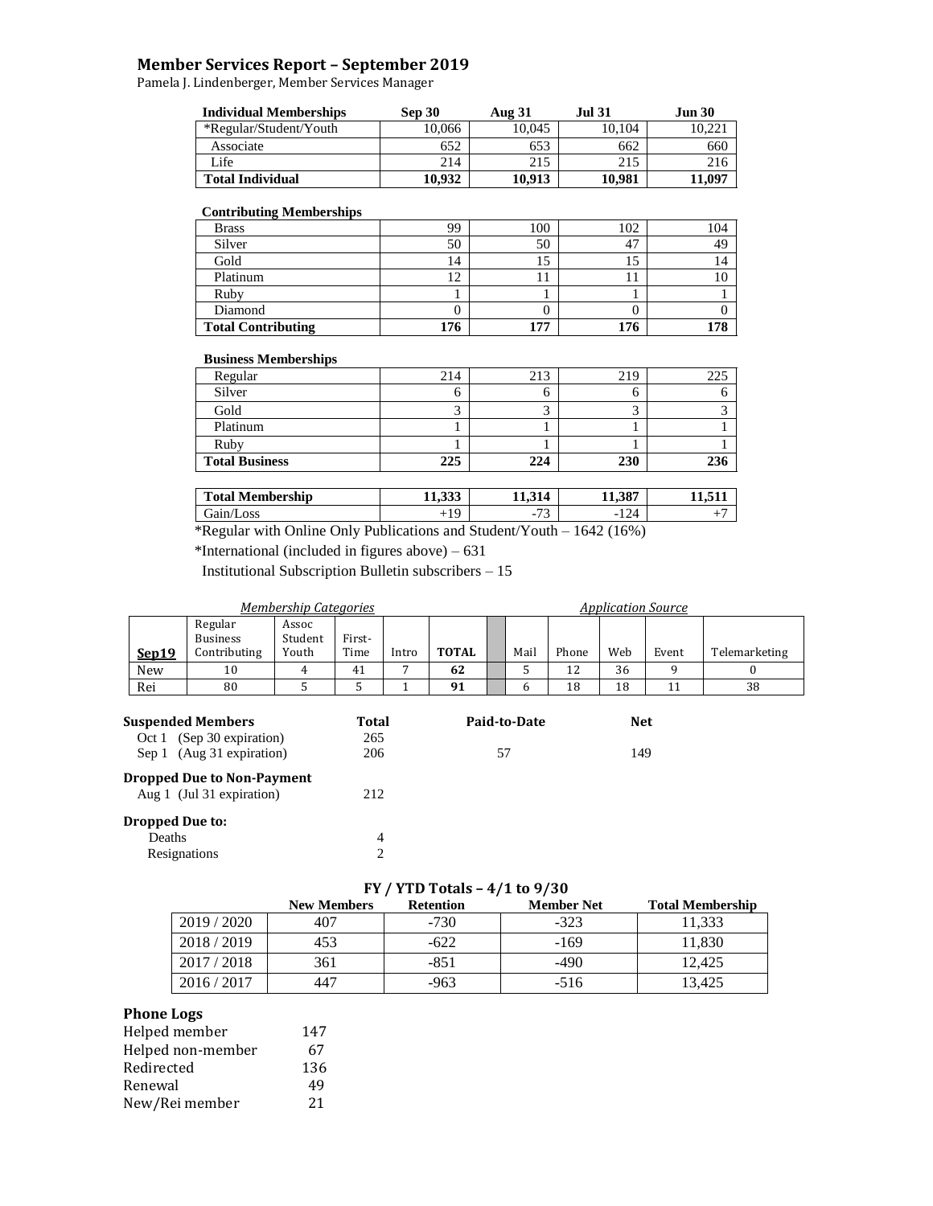# Member Services Report – September 2019

Pamela J. Lindenberger, Member Services Manager

| Individual Memberships | Sep 30 | Aug 31 | Jul 31 | Jun 30 |
|---|---|---|---|---|
| *Regular/Student/Youth | 10,066 | 10,045 | 10,104 | 10,221 |
| Associate | 652 | 653 | 662 | 660 |
| Life | 214 | 215 | 215 | 216 |
| **Total Individual** | **10,932** | **10,913** | **10,981** | **11,097** |

| Contributing Memberships | | | | |
|---|---|---|---|---|
| Brass | 99 | 100 | 102 | 104 |
| Silver | 50 | 50 | 47 | 49 |
| Gold | 14 | 15 | 15 | 14 |
| Platinum | 12 | 11 | 11 | 10 |
| Ruby | 1 | 1 | 1 | 1 |
| Diamond | 0 | 0 | 0 | 0 |
| **Total Contributing** | **176** | **177** | **176** | **178** |

| Business Memberships | | | | |
|---|---|---|---|---|
| Regular | 214 | 213 | 219 | 225 |
| Silver | 6 | 6 | 6 | 6 |
| Gold | 3 | 3 | 3 | 3 |
| Platinum | 1 | 1 | 1 | 1 |
| Ruby | 1 | 1 | 1 | 1 |
| **Total Business** | **225** | **224** | **230** | **236** |

| Total Membership | 11,333 | 11,314 | 11,387 | 11,511 |
|---|---|---|---|---|
| Gain/Loss | +19 | -73 | -124 | +7 |

*Regular with Online Only Publications and Student/Youth – 1642 (16%)

*International (included in figures above) – 631

Institutional Subscription Bulletin subscribers – 15

| | *Membership Categories* | | | | | | *Application Source* | | | | |
|---|---|---|---|---|---|---|---|---|---|---|---|
| **Sep19** | Regular Business Contributing | Assoc Student Youth | First-Time | Intro | **TOTAL** | | Mail | Phone | Web | Event | Telemarketing |
| New | 10 | 4 | 41 | 7 | **62** | | 5 | 12 | 36 | 9 | 0 |
| Rei | 80 | 5 | 5 | 1 | **91** | | 6 | 18 | 18 | 11 | 38 |

| **Suspended Members** | **Total** | **Paid-to-Date** | **Net** |
|---|---|---|---|
| Oct 1 (Sep 30 expiration) | 265 | | |
| Sep 1 (Aug 31 expiration) | 206 | 57 | 149 |
| **Dropped Due to Non-Payment** | | | |
| Aug 1 (Jul 31 expiration) | 212 | | |
| **Dropped Due to:** | | | |
| Deaths | 4 | | |
| Resignations | 2 | | |

**FY / YTD Totals – 4/1 to 9/30**

| | New Members | Retention | Member Net | Total Membership |
|---|---|---|---|---|
| 2019 / 2020 | 407 | -730 | -323 | 11,333 |
| 2018 / 2019 | 453 | -622 | -169 | 11,830 |
| 2017 / 2018 | 361 | -851 | -490 | 12,425 |
| 2016 / 2017 | 447 | -963 | -516 | 13,425 |

**Phone Logs**

| | |
|---|---|
| Helped member | 147 |
| Helped non-member | 67 |
| Redirected | 136 |
| Renewal | 49 |
| New/Rei member | 21 |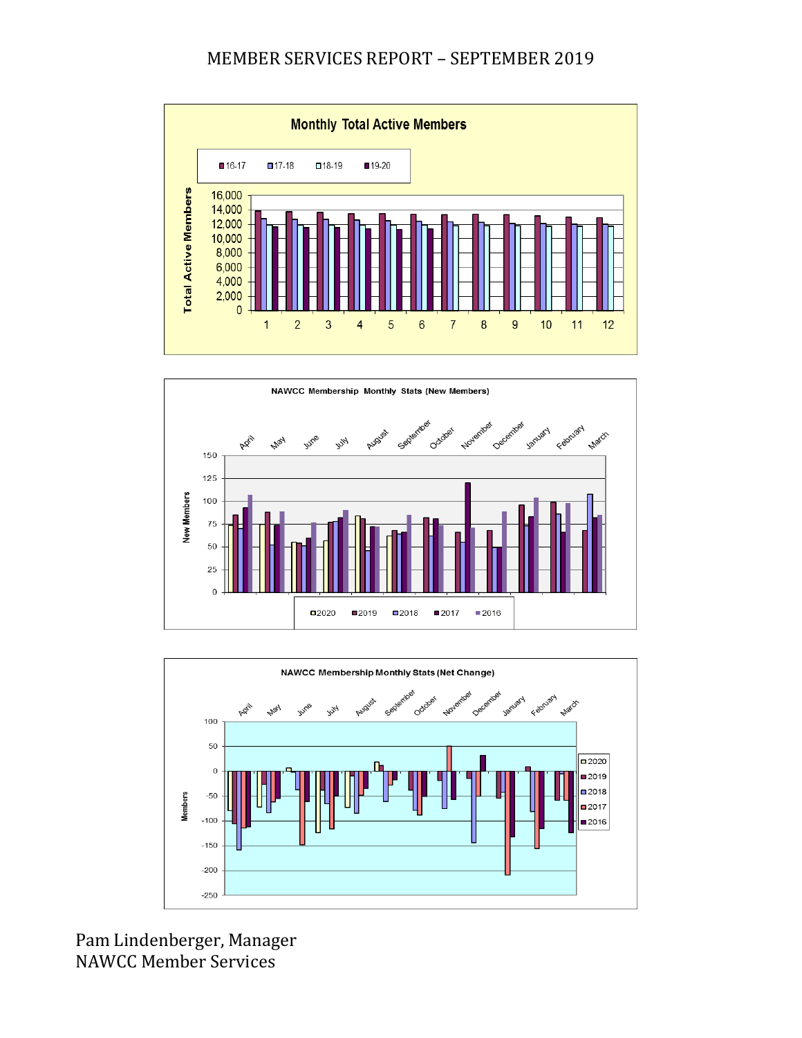# MEMBER SERVICES REPORT – SEPTEMBER 2019

Monthly Total Active Members

16-17 17-18 18-19 19-20

Total Active Members

16,000
14,000
12,000
10,000
8,000
6,000
4,000
2,000
0

1 2 3 4 5 6 7 8 9 10 11 12

NAWCC Membership Monthly Stats (New Members)

April May June July August September October November December January February March

New Members

150
125
100
75
50
25
0

2020 2019 2018 2017 2016

NAWCC Membership Monthly Stats (Net Change)

April May June July August September October November December January February March

Members

100
50
0
-50
-100
-150
-200
-250

2020
2019
2018
2017
2016

Pam Lindenberger, Manager
NAWCC Member Services